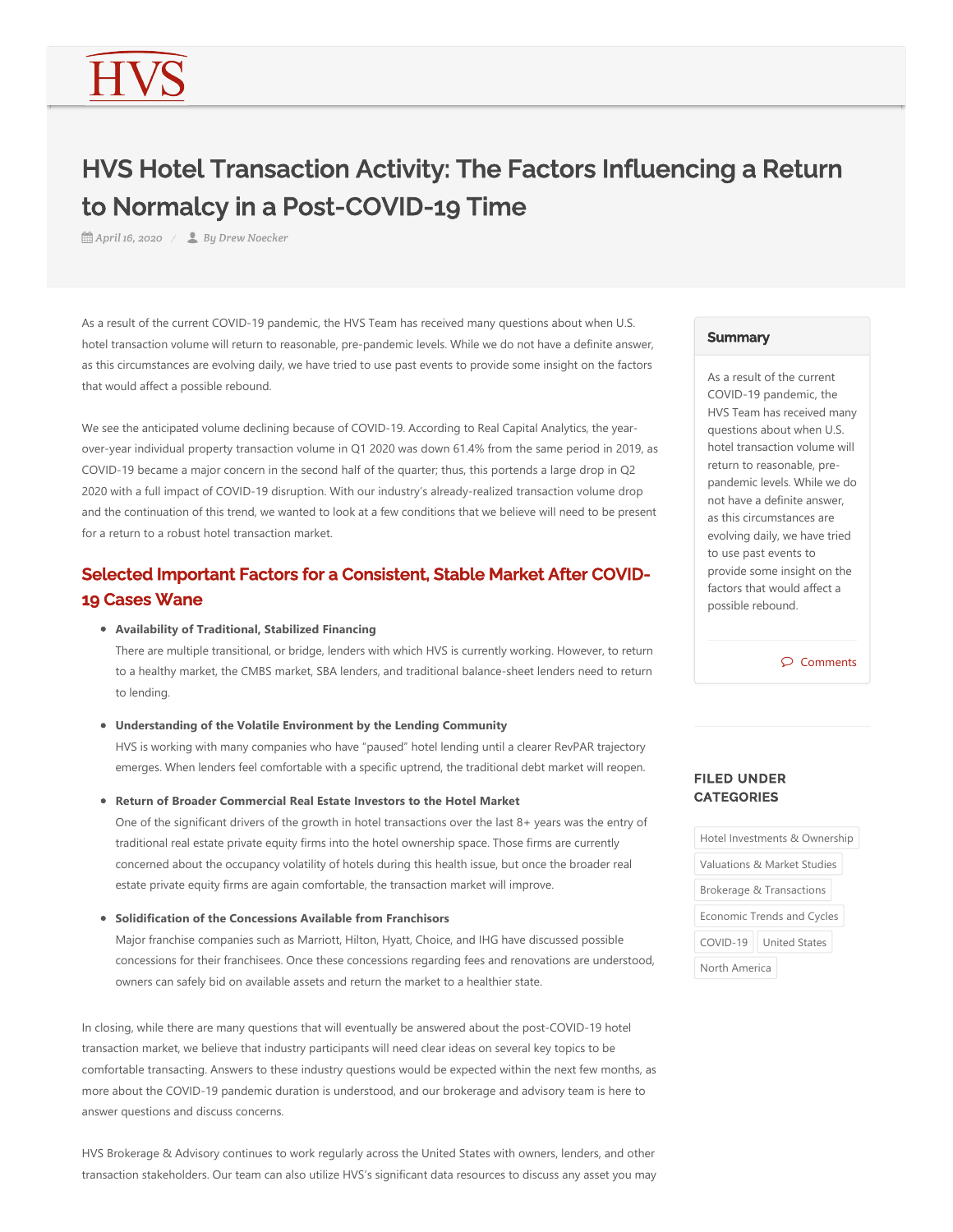# HVS Hotel Transaction Activity: The Factors Influencing a Return to Normalcy in a Post-COVID-19 Time

*April 16, 2020* / *By Drew Noecker*

As a result of the current COVID-19 pandemic, the HVS Team has received many questions about when U.S. hotel transaction volume will return to reasonable, pre-pandemic levels. While we do not have a definite answer, as this circumstances are evolving daily, we have tried to use past events to provide some insight on the factors that would affect a possible rebound.

We see the anticipated volume declining because of COVID-19. According to Real Capital Analytics, the year-over-year individual property transaction volume in Q1 2020 was down 61.4% from the same period in 2019, as COVID-19 became a major concern in the second half of the quarter; thus, this portends a large drop in Q2 2020 with a full impact of COVID-19 disruption. With our industry's already-realized transaction volume drop and the continuation of this trend, we wanted to look at a few conditions that we believe will need to be present for a return to a robust hotel transaction market.

## Selected Important Factors for a Consistent, Stable Market After COVID-19 Cases Wane

- **Availability of Traditional, Stabilized Financing**
  There are multiple transitional, or bridge, lenders with which HVS is currently working. However, to return to a healthy market, the CMBS market, SBA lenders, and traditional balance-sheet lenders need to return to lending.

- **Understanding of the Volatile Environment by the Lending Community**
  HVS is working with many companies who have "paused" hotel lending until a clearer RevPAR trajectory emerges. When lenders feel comfortable with a specific uptrend, the traditional debt market will reopen.

- **Return of Broader Commercial Real Estate Investors to the Hotel Market**
  One of the significant drivers of the growth in hotel transactions over the last 8+ years was the entry of traditional real estate private equity firms into the hotel ownership space. Those firms are currently concerned about the occupancy volatility of hotels during this health issue, but once the broader real estate private equity firms are again comfortable, the transaction market will improve.

- **Solidification of the Concessions Available from Franchisors**
  Major franchise companies such as Marriott, Hilton, Hyatt, Choice, and IHG have discussed possible concessions for their franchisees. Once these concessions regarding fees and renovations are understood, owners can safely bid on available assets and return the market to a healthier state.

In closing, while there are many questions that will eventually be answered about the post-COVID-19 hotel transaction market, we believe that industry participants will need clear ideas on several key topics to be comfortable transacting. Answers to these industry questions would be expected within the next few months, as more about the COVID-19 pandemic duration is understood, and our brokerage and advisory team is here to answer questions and discuss concerns.

HVS Brokerage & Advisory continues to work regularly across the United States with owners, lenders, and other transaction stakeholders. Our team can also utilize HVS's significant data resources to discuss any asset you may

**Summary**

As a result of the current COVID-19 pandemic, the HVS Team has received many questions about when U.S. hotel transaction volume will return to reasonable, pre-pandemic levels. While we do not have a definite answer, as this circumstances are evolving daily, we have tried to use past events to provide some insight on the factors that would affect a possible rebound.

Comments

**FILED UNDER CATEGORIES**

Hotel Investments & Ownership
Valuations & Market Studies
Brokerage & Transactions
Economic Trends and Cycles
COVID-19
United States
North America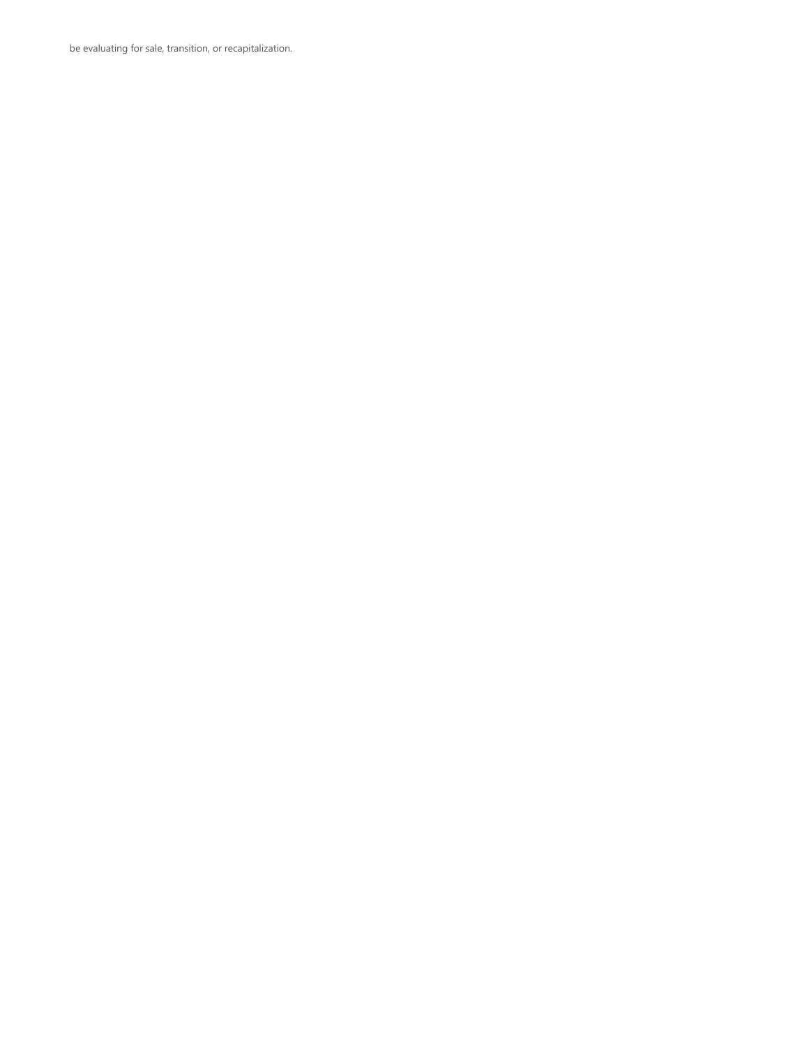be evaluating for sale, transition, or recapitalization.